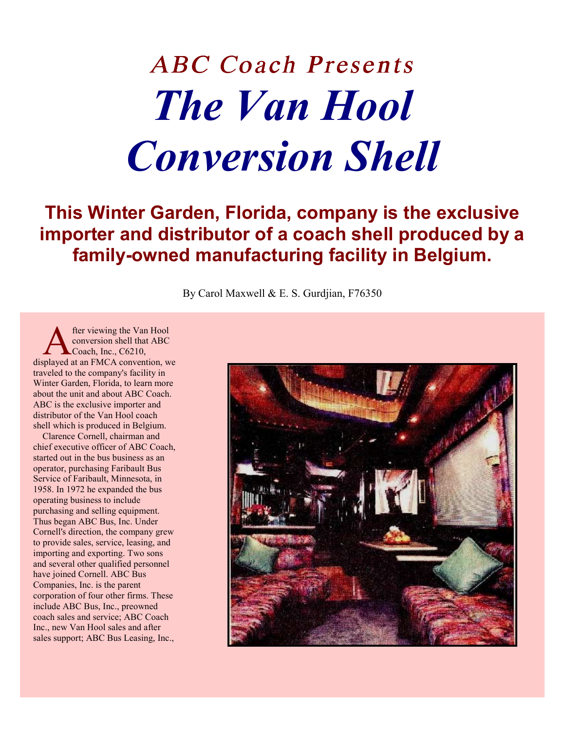# ABC Coach Presents
# *The Van Hool Conversion Shell*

## This Winter Garden, Florida, company is the exclusive importer and distributor of a coach shell produced by a family-owned manufacturing facility in Belgium.

By Carol Maxwell & E. S. Gurdjian, F76350

After viewing the Van Hool conversion shell that ABC Coach, Inc., C6210, displayed at an FMCA convention, we traveled to the company's facility in Winter Garden, Florida, to learn more about the unit and about ABC Coach. ABC is the exclusive importer and distributor of the Van Hool coach shell which is produced in Belgium.

Clarence Cornell, chairman and chief executive officer of ABC Coach, started out in the bus business as an operator, purchasing Faribault Bus Service of Faribault, Minnesota, in 1958. In 1972 he expanded the bus operating business to include purchasing and selling equipment. Thus began ABC Bus, Inc. Under Cornell's direction, the company grew to provide sales, service, leasing, and importing and exporting. Two sons and several other qualified personnel have joined Cornell. ABC Bus Companies, Inc. is the parent corporation of four other firms. These include ABC Bus, Inc., preowned coach sales and service; ABC Coach Inc., new Van Hool sales and after sales support; ABC Bus Leasing, Inc.,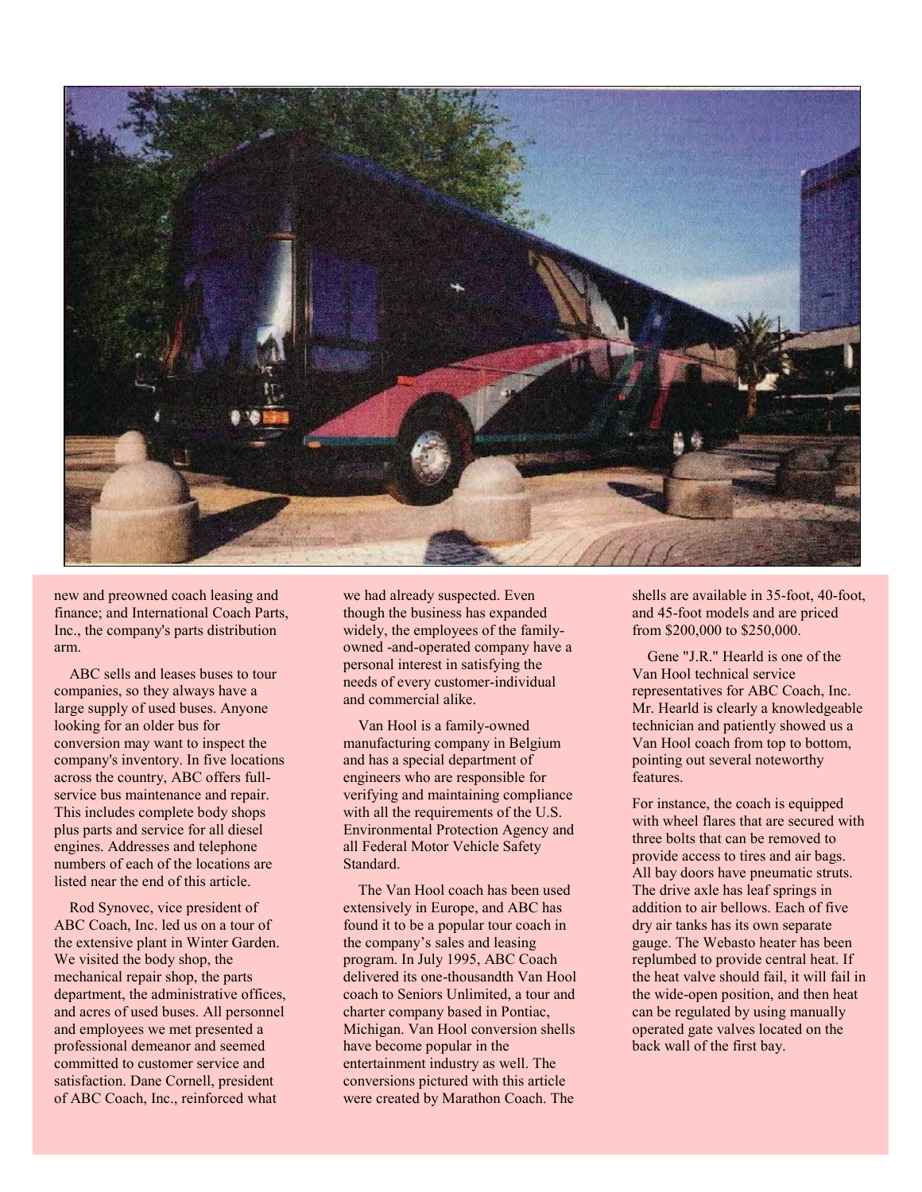new and preowned coach leasing and finance; and International Coach Parts, Inc., the company's parts distribution arm.

ABC sells and leases buses to tour companies, so they always have a large supply of used buses. Anyone looking for an older bus for conversion may want to inspect the company's inventory. In five locations across the country, ABC offers full-service bus maintenance and repair. This includes complete body shops plus parts and service for all diesel engines. Addresses and telephone numbers of each of the locations are listed near the end of this article.

Rod Synovec, vice president of ABC Coach, Inc. led us on a tour of the extensive plant in Winter Garden. We visited the body shop, the mechanical repair shop, the parts department, the administrative offices, and acres of used buses. All personnel and employees we met presented a professional demeanor and seemed committed to customer service and satisfaction. Dane Cornell, president of ABC Coach, Inc., reinforced what we had already suspected. Even though the business has expanded widely, the employees of the family-owned -and-operated company have a personal interest in satisfying the needs of every customer-individual and commercial alike.

Van Hool is a family-owned manufacturing company in Belgium and has a special department of engineers who are responsible for verifying and maintaining compliance with all the requirements of the U.S. Environmental Protection Agency and all Federal Motor Vehicle Safety Standard.

The Van Hool coach has been used extensively in Europe, and ABC has found it to be a popular tour coach in the company's sales and leasing program. In July 1995, ABC Coach delivered its one-thousandth Van Hool coach to Seniors Unlimited, a tour and charter company based in Pontiac, Michigan. Van Hool conversion shells have become popular in the entertainment industry as well. The conversions pictured with this article were created by Marathon Coach. The shells are available in 35-foot, 40-foot, and 45-foot models and are priced from $200,000 to $250,000.

Gene "J.R." Hearld is one of the Van Hool technical service representatives for ABC Coach, Inc. Mr. Hearld is clearly a knowledgeable technician and patiently showed us a Van Hool coach from top to bottom, pointing out several noteworthy features.

For instance, the coach is equipped with wheel flares that are secured with three bolts that can be removed to provide access to tires and air bags. All bay doors have pneumatic struts. The drive axle has leaf springs in addition to air bellows. Each of five dry air tanks has its own separate gauge. The Webasto heater has been replumbed to provide central heat. If the heat valve should fail, it will fail in the wide-open position, and then heat can be regulated by using manually operated gate valves located on the back wall of the first bay.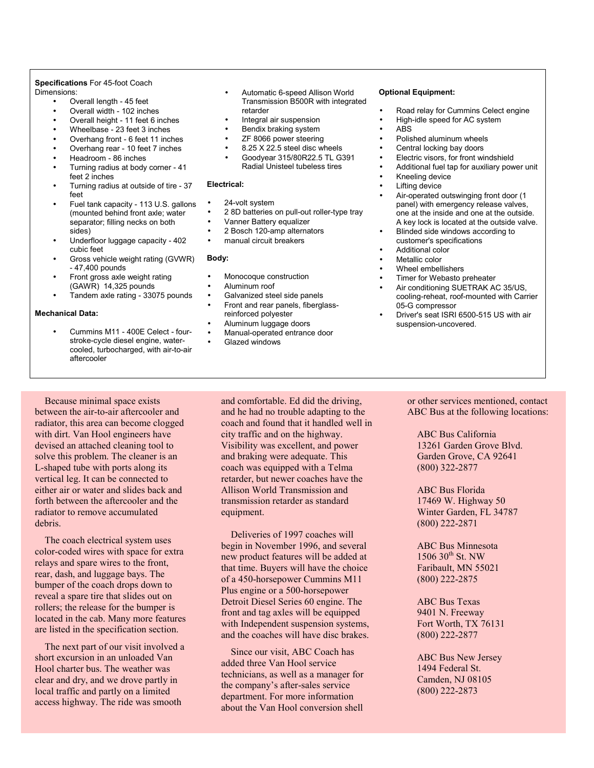**Specifications** For 45-foot Coach

Dimensions:

- Overall length - 45 feet
- Overall width - 102 inches
- Overall height - 11 feet 6 inches
- Wheelbase - 23 feet 3 inches
- Overhang front - 6 feet 11 inches
- Overhang rear - 10 feet 7 inches
- Headroom - 86 inches
- Turning radius at body corner - 41 feet 2 inches
- Turning radius at outside of tire - 37 feet
- Fuel tank capacity - 113 U.S. gallons (mounted behind front axle; water separator; filling necks on both sides)
- Underfloor luggage capacity - 402 cubic feet
- Gross vehicle weight rating (GVWR) - 47,400 pounds
- Front gross axle weight rating (GAWR) 14,325 pounds
- Tandem axle rating - 33075 pounds

**Mechanical Data:**

- Cummins M11 - 400E Celect - four-stroke-cycle diesel engine, water-cooled, turbocharged, with air-to-air aftercooler
- Automatic 6-speed Allison World Transmission B500R with integrated retarder
- Integral air suspension
- Bendix braking system
- ZF 8066 power steering
- 8.25 X 22.5 steel disc wheels
- Goodyear 315/80R22.5 TL G391 Radial Unisteel tubeless tires

**Electrical:**

- 24-volt system
- 2 8D batteries on pull-out roller-type tray
- Vanner Battery equalizer
- 2 Bosch 120-amp alternators
- manual circuit breakers

**Body:**

- Monocoque construction
- Aluminum roof
- Galvanized steel side panels
- Front and rear panels, fiberglass-reinforced polyester
- Aluminum luggage doors
- Manual-operated entrance door
- Glazed windows

**Optional Equipment:**

- Road relay for Cummins Celect engine
- High-idle speed for AC system
- ABS
- Polished aluminum wheels
- Central locking bay doors
- Electric visors, for front windshield
- Additional fuel tap for auxiliary power unit
- Kneeling device
- Lifting device
- Air-operated outswinging front door (1 panel) with emergency release valves, one at the inside and one at the outside. A key lock is located at the outside valve.
- Blinded side windows according to customer's specifications
- Additional color
- Metallic color
- Wheel embellishers
- Timer for Webasto preheater
- Air conditioning SUETRAK AC 35/US, cooling-reheat, roof-mounted with Carrier 05-G compressor
- Driver's seat ISRI 6500-515 US with air suspension-uncovered.

Because minimal space exists between the air-to-air aftercooler and radiator, this area can become clogged with dirt. Van Hool engineers have devised an attached cleaning tool to solve this problem. The cleaner is an L-shaped tube with ports along its vertical leg. It can be connected to either air or water and slides back and forth between the aftercooler and the radiator to remove accumulated debris.

The coach electrical system uses color-coded wires with space for extra relays and spare wires to the front, rear, dash, and luggage bays. The bumper of the coach drops down to reveal a spare tire that slides out on rollers; the release for the bumper is located in the cab. Many more features are listed in the specification section.

The next part of our visit involved a short excursion in an unloaded Van Hool charter bus. The weather was clear and dry, and we drove partly in local traffic and partly on a limited access highway. The ride was smooth and comfortable. Ed did the driving, and he had no trouble adapting to the coach and found that it handled well in city traffic and on the highway. Visibility was excellent, and power and braking were adequate. This coach was equipped with a Telma retarder, but newer coaches have the Allison World Transmission and transmission retarder as standard equipment.

Deliveries of 1997 coaches will begin in November 1996, and several new product features will be added at that time. Buyers will have the choice of a 450-horsepower Cummins M11 Plus engine or a 500-horsepower Detroit Diesel Series 60 engine. The front and tag axles will be equipped with Independent suspension systems, and the coaches will have disc brakes.

Since our visit, ABC Coach has added three Van Hool service technicians, as well as a manager for the company's after-sales service department. For more information about the Van Hool conversion shell or other services mentioned, contact ABC Bus at the following locations:

ABC Bus California
13261 Garden Grove Blvd.
Garden Grove, CA 92641
(800) 322-2877

ABC Bus Florida
17469 W. Highway 50
Winter Garden, FL 34787
(800) 222-2871

ABC Bus Minnesota
1506 30th St. NW
Faribault, MN 55021
(800) 222-2875

ABC Bus Texas
9401 N. Freeway
Fort Worth, TX 76131
(800) 222-2877

ABC Bus New Jersey
1494 Federal St.
Camden, NJ 08105
(800) 222-2873